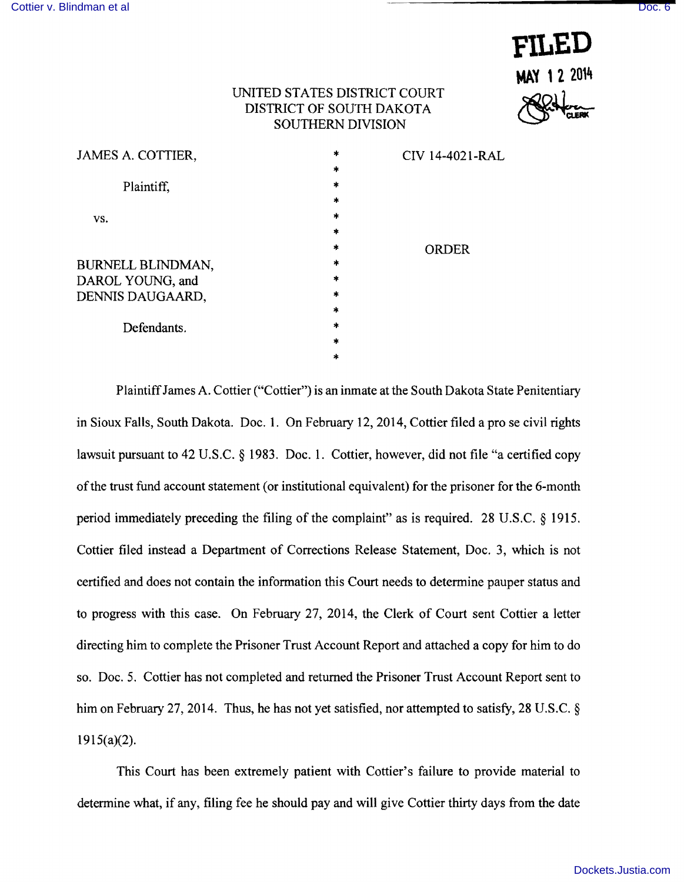FILED

MAY 12 2014

CLERK

UNITED STATES DISTRICT COURT
DISTRICT OF SOUTH DAKOTA
SOUTHERN DIVISION

| | | |
|---|---|---|
| JAMES A. COTTIER, | * | CIV 14-4021-RAL |
| | * | |
| Plaintiff, | * | |
| | * | |
| vs. | * | |
| | * | |
| | * | ORDER |
| BURNELL BLINDMAN, | * | |
| DAROL YOUNG, and | * | |
| DENNIS DAUGAARD, | * | |
| | * | |
| Defendants. | * | |
| | * | |
| | * | |

Plaintiff James A. Cottier ("Cottier") is an inmate at the South Dakota State Penitentiary in Sioux Falls, South Dakota. Doc. 1. On February 12, 2014, Cottier filed a pro se civil rights lawsuit pursuant to 42 U.S.C. § 1983. Doc. 1. Cottier, however, did not file "a certified copy of the trust fund account statement (or institutional equivalent) for the prisoner for the 6-month period immediately preceding the filing of the complaint" as is required. 28 U.S.C. § 1915. Cottier filed instead a Department of Corrections Release Statement, Doc. 3, which is not certified and does not contain the information this Court needs to determine pauper status and to progress with this case. On February 27, 2014, the Clerk of Court sent Cottier a letter directing him to complete the Prisoner Trust Account Report and attached a copy for him to do so. Doc. 5. Cottier has not completed and returned the Prisoner Trust Account Report sent to him on February 27, 2014. Thus, he has not yet satisfied, nor attempted to satisfy, 28 U.S.C. § 1915(a)(2).

This Court has been extremely patient with Cottier's failure to provide material to determine what, if any, filing fee he should pay and will give Cottier thirty days from the date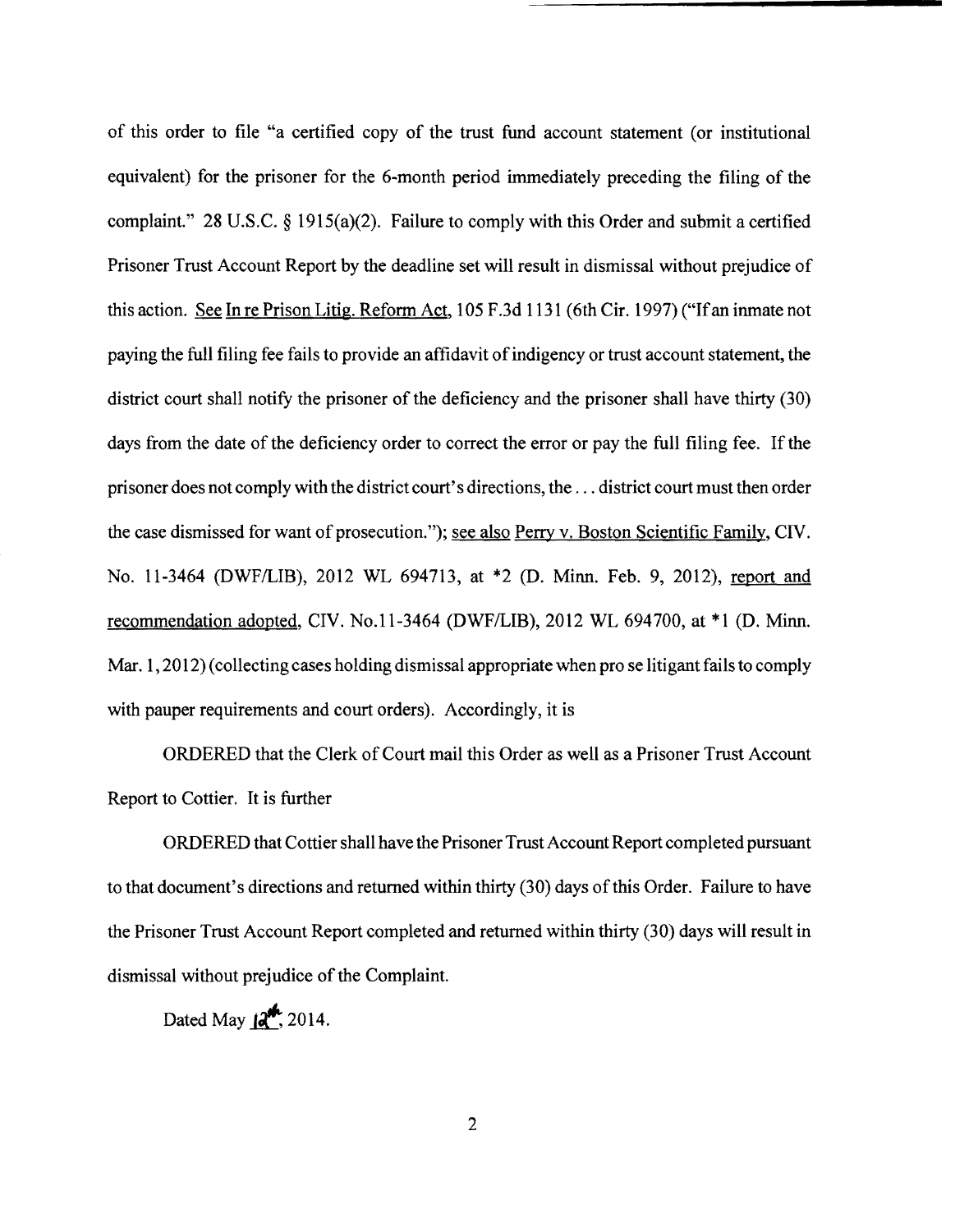of this order to file "a certified copy of the trust fund account statement (or institutional equivalent) for the prisoner for the 6-month period immediately preceding the filing of the complaint." 28 U.S.C. § 1915(a)(2). Failure to comply with this Order and submit a certified Prisoner Trust Account Report by the deadline set will result in dismissal without prejudice of this action. See In re Prison Litig. Reform Act, 105 F.3d 1131 (6th Cir. 1997) ("If an inmate not paying the full filing fee fails to provide an affidavit of indigency or trust account statement, the district court shall notify the prisoner of the deficiency and the prisoner shall have thirty (30) days from the date of the deficiency order to correct the error or pay the full filing fee. If the prisoner does not comply with the district court's directions, the . . . district court must then order the case dismissed for want of prosecution."); see also Perry v. Boston Scientific Family, CIV. No. 11-3464 (DWF/LIB), 2012 WL 694713, at *2 (D. Minn. Feb. 9, 2012), report and recommendation adopted, CIV. No.11-3464 (DWF/LIB), 2012 WL 694700, at *1 (D. Minn. Mar. 1, 2012) (collecting cases holding dismissal appropriate when pro se litigant fails to comply with pauper requirements and court orders). Accordingly, it is

ORDERED that the Clerk of Court mail this Order as well as a Prisoner Trust Account Report to Cottier. It is further

ORDERED that Cottier shall have the Prisoner Trust Account Report completed pursuant to that document's directions and returned within thirty (30) days of this Order. Failure to have the Prisoner Trust Account Report completed and returned within thirty (30) days will result in dismissal without prejudice of the Complaint.

Dated May 12th, 2014.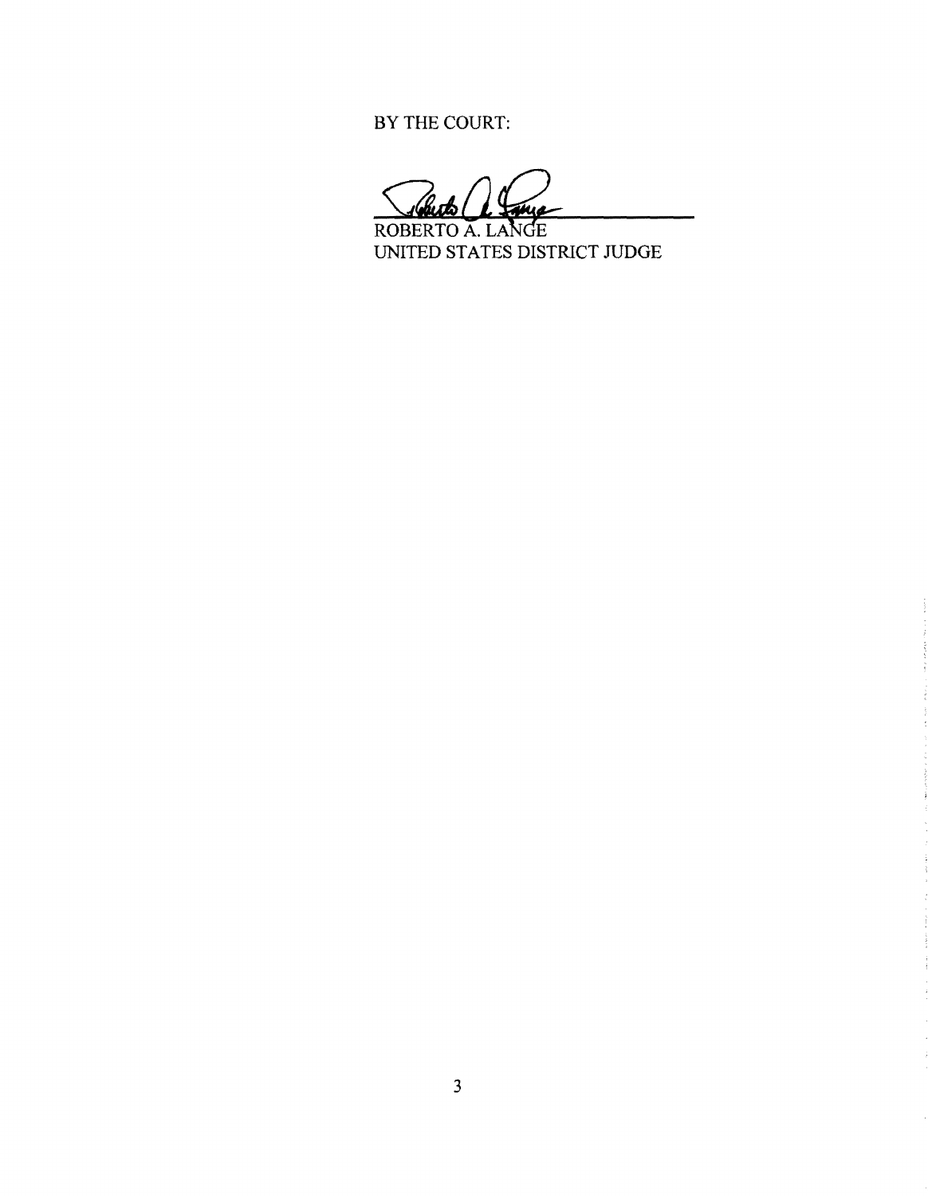BY THE COURT:

ROBERTO A. LANGE
UNITED STATES DISTRICT JUDGE